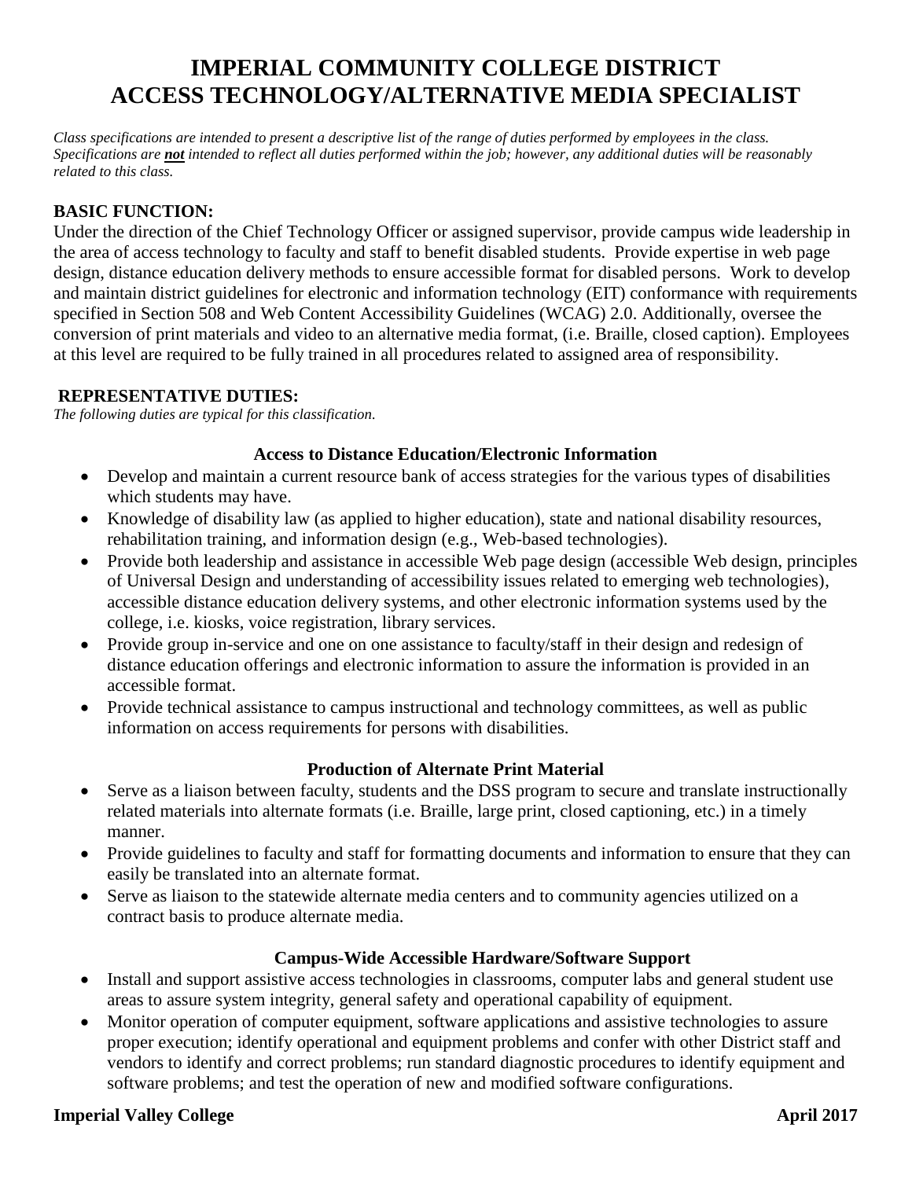# IMPERIAL COMMUNITY COLLEGE DISTRICT
# ACCESS TECHNOLOGY/ALTERNATIVE MEDIA SPECIALIST

*Class specifications are intended to present a descriptive list of the range of duties performed by employees in the class. Specifications are* ***not*** *intended to reflect all duties performed within the job; however, any additional duties will be reasonably related to this class.*

## BASIC FUNCTION:

Under the direction of the Chief Technology Officer or assigned supervisor, provide campus wide leadership in the area of access technology to faculty and staff to benefit disabled students. Provide expertise in web page design, distance education delivery methods to ensure accessible format for disabled persons. Work to develop and maintain district guidelines for electronic and information technology (EIT) conformance with requirements specified in Section 508 and Web Content Accessibility Guidelines (WCAG) 2.0. Additionally, oversee the conversion of print materials and video to an alternative media format, (i.e. Braille, closed caption). Employees at this level are required to be fully trained in all procedures related to assigned area of responsibility.

## REPRESENTATIVE DUTIES:

*The following duties are typical for this classification.*

### Access to Distance Education/Electronic Information

- Develop and maintain a current resource bank of access strategies for the various types of disabilities which students may have.
- Knowledge of disability law (as applied to higher education), state and national disability resources, rehabilitation training, and information design (e.g., Web-based technologies).
- Provide both leadership and assistance in accessible Web page design (accessible Web design, principles of Universal Design and understanding of accessibility issues related to emerging web technologies), accessible distance education delivery systems, and other electronic information systems used by the college, i.e. kiosks, voice registration, library services.
- Provide group in-service and one on one assistance to faculty/staff in their design and redesign of distance education offerings and electronic information to assure the information is provided in an accessible format.
- Provide technical assistance to campus instructional and technology committees, as well as public information on access requirements for persons with disabilities.

### Production of Alternate Print Material

- Serve as a liaison between faculty, students and the DSS program to secure and translate instructionally related materials into alternate formats (i.e. Braille, large print, closed captioning, etc.) in a timely manner.
- Provide guidelines to faculty and staff for formatting documents and information to ensure that they can easily be translated into an alternate format.
- Serve as liaison to the statewide alternate media centers and to community agencies utilized on a contract basis to produce alternate media.

### Campus-Wide Accessible Hardware/Software Support

- Install and support assistive access technologies in classrooms, computer labs and general student use areas to assure system integrity, general safety and operational capability of equipment.
- Monitor operation of computer equipment, software applications and assistive technologies to assure proper execution; identify operational and equipment problems and confer with other District staff and vendors to identify and correct problems; run standard diagnostic procedures to identify equipment and software problems; and test the operation of new and modified software configurations.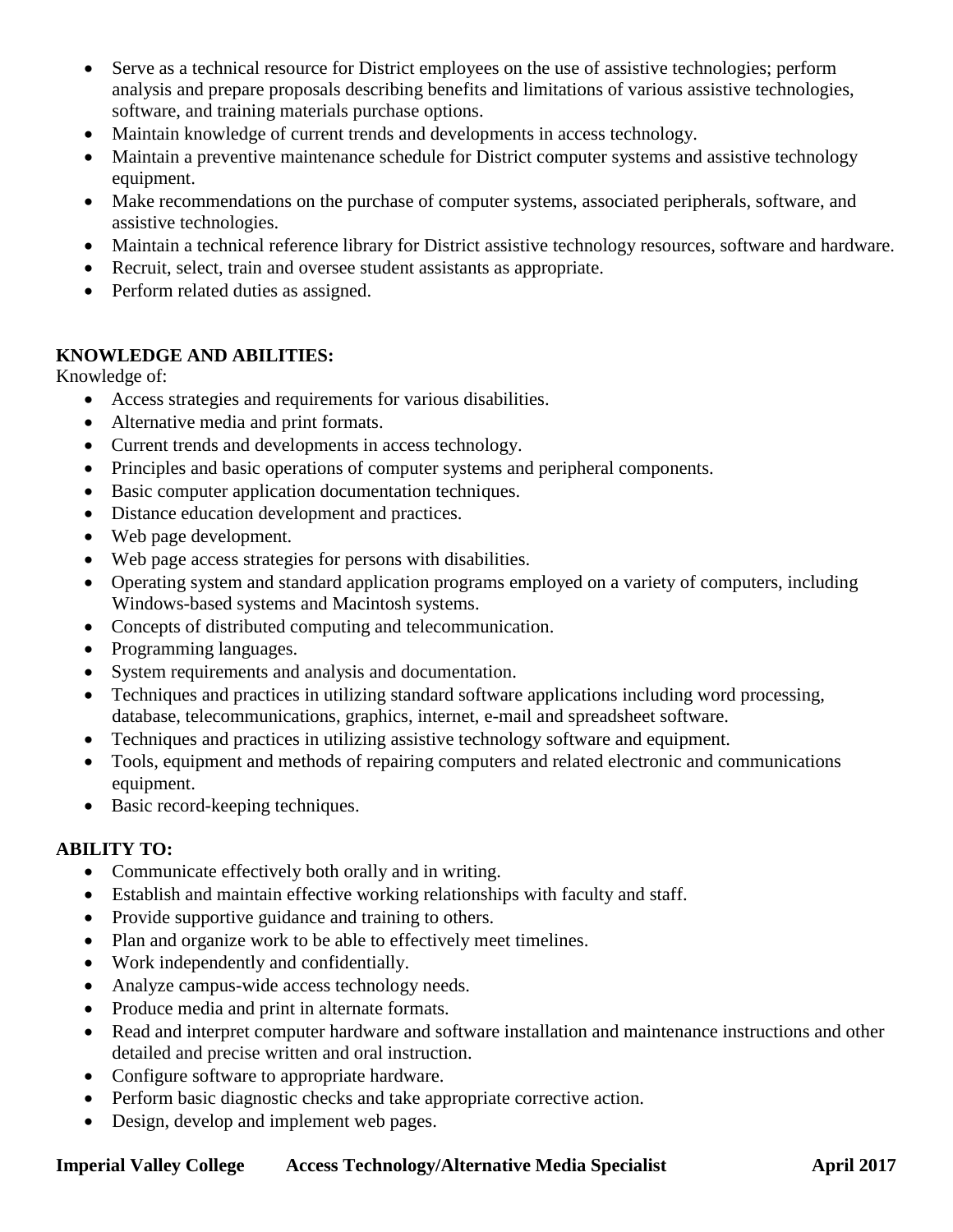- Serve as a technical resource for District employees on the use of assistive technologies; perform analysis and prepare proposals describing benefits and limitations of various assistive technologies, software, and training materials purchase options.
- Maintain knowledge of current trends and developments in access technology.
- Maintain a preventive maintenance schedule for District computer systems and assistive technology equipment.
- Make recommendations on the purchase of computer systems, associated peripherals, software, and assistive technologies.
- Maintain a technical reference library for District assistive technology resources, software and hardware.
- Recruit, select, train and oversee student assistants as appropriate.
- Perform related duties as assigned.

**KNOWLEDGE AND ABILITIES:**

Knowledge of:

- Access strategies and requirements for various disabilities.
- Alternative media and print formats.
- Current trends and developments in access technology.
- Principles and basic operations of computer systems and peripheral components.
- Basic computer application documentation techniques.
- Distance education development and practices.
- Web page development.
- Web page access strategies for persons with disabilities.
- Operating system and standard application programs employed on a variety of computers, including Windows-based systems and Macintosh systems.
- Concepts of distributed computing and telecommunication.
- Programming languages.
- System requirements and analysis and documentation.
- Techniques and practices in utilizing standard software applications including word processing, database, telecommunications, graphics, internet, e-mail and spreadsheet software.
- Techniques and practices in utilizing assistive technology software and equipment.
- Tools, equipment and methods of repairing computers and related electronic and communications equipment.
- Basic record-keeping techniques.

**ABILITY TO:**

- Communicate effectively both orally and in writing.
- Establish and maintain effective working relationships with faculty and staff.
- Provide supportive guidance and training to others.
- Plan and organize work to be able to effectively meet timelines.
- Work independently and confidentially.
- Analyze campus-wide access technology needs.
- Produce media and print in alternate formats.
- Read and interpret computer hardware and software installation and maintenance instructions and other detailed and precise written and oral instruction.
- Configure software to appropriate hardware.
- Perform basic diagnostic checks and take appropriate corrective action.
- Design, develop and implement web pages.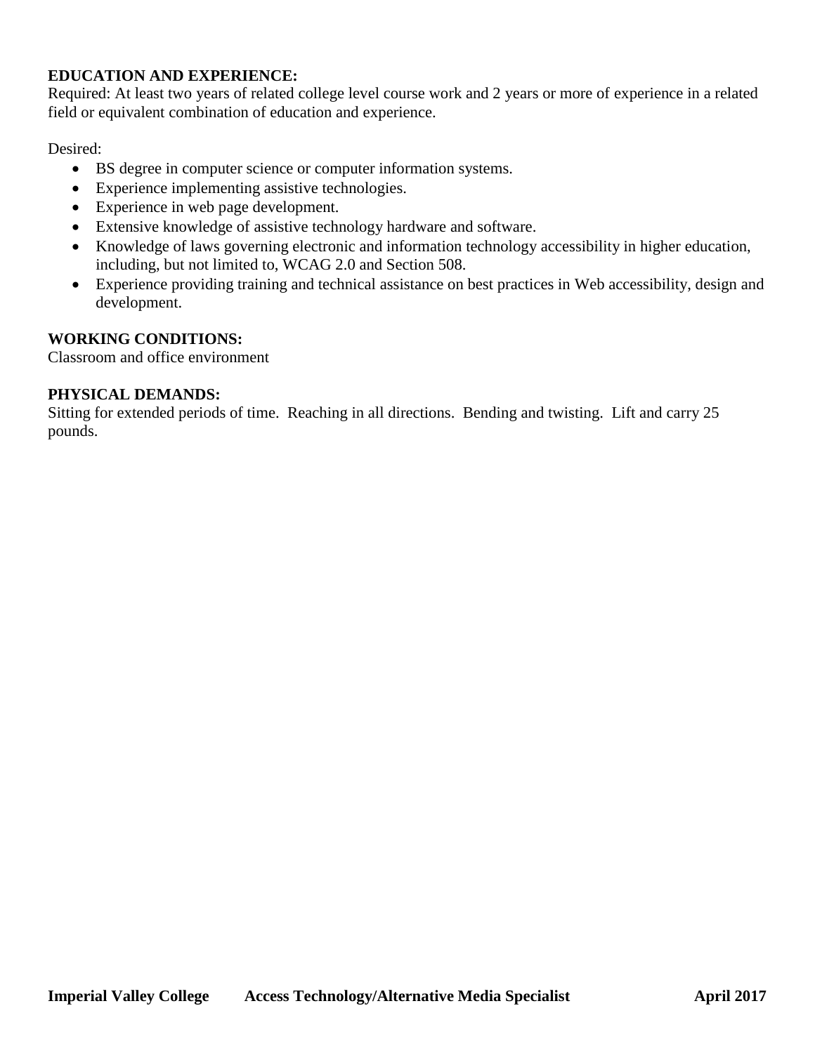**EDUCATION AND EXPERIENCE:**
Required: At least two years of related college level course work and 2 years or more of experience in a related field or equivalent combination of education and experience.

Desired:

- BS degree in computer science or computer information systems.
- Experience implementing assistive technologies.
- Experience in web page development.
- Extensive knowledge of assistive technology hardware and software.
- Knowledge of laws governing electronic and information technology accessibility in higher education, including, but not limited to, WCAG 2.0 and Section 508.
- Experience providing training and technical assistance on best practices in Web accessibility, design and development.

**WORKING CONDITIONS:**
Classroom and office environment

**PHYSICAL DEMANDS:**
Sitting for extended periods of time. Reaching in all directions. Bending and twisting. Lift and carry 25 pounds.